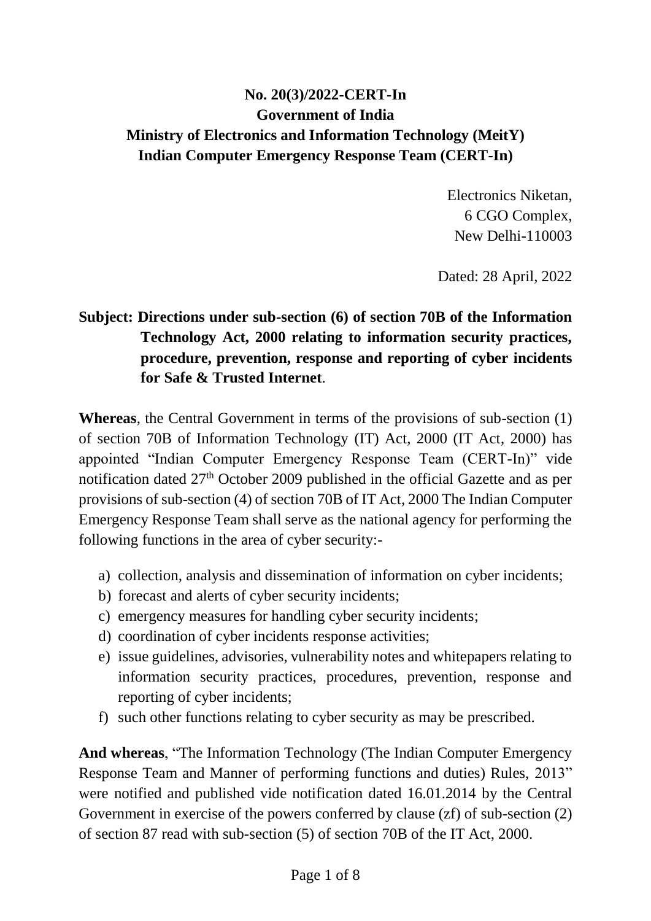**No. 20(3)/2022-CERT-In**
**Government of India**
**Ministry of Electronics and Information Technology (MeitY)**
**Indian Computer Emergency Response Team (CERT-In)**

Electronics Niketan,
6 CGO Complex,
New Delhi-110003

Dated: 28 April, 2022

**Subject: Directions under sub-section (6) of section 70B of the Information Technology Act, 2000 relating to information security practices, procedure, prevention, response and reporting of cyber incidents for Safe & Trusted Internet**.

**Whereas**, the Central Government in terms of the provisions of sub-section (1) of section 70B of Information Technology (IT) Act, 2000 (IT Act, 2000) has appointed "Indian Computer Emergency Response Team (CERT-In)" vide notification dated 27th October 2009 published in the official Gazette and as per provisions of sub-section (4) of section 70B of IT Act, 2000 The Indian Computer Emergency Response Team shall serve as the national agency for performing the following functions in the area of cyber security:-

a) collection, analysis and dissemination of information on cyber incidents;
b) forecast and alerts of cyber security incidents;
c) emergency measures for handling cyber security incidents;
d) coordination of cyber incidents response activities;
e) issue guidelines, advisories, vulnerability notes and whitepapers relating to information security practices, procedures, prevention, response and reporting of cyber incidents;
f) such other functions relating to cyber security as may be prescribed.

**And whereas**, "The Information Technology (The Indian Computer Emergency Response Team and Manner of performing functions and duties) Rules, 2013" were notified and published vide notification dated 16.01.2014 by the Central Government in exercise of the powers conferred by clause (zf) of sub-section (2) of section 87 read with sub-section (5) of section 70B of the IT Act, 2000.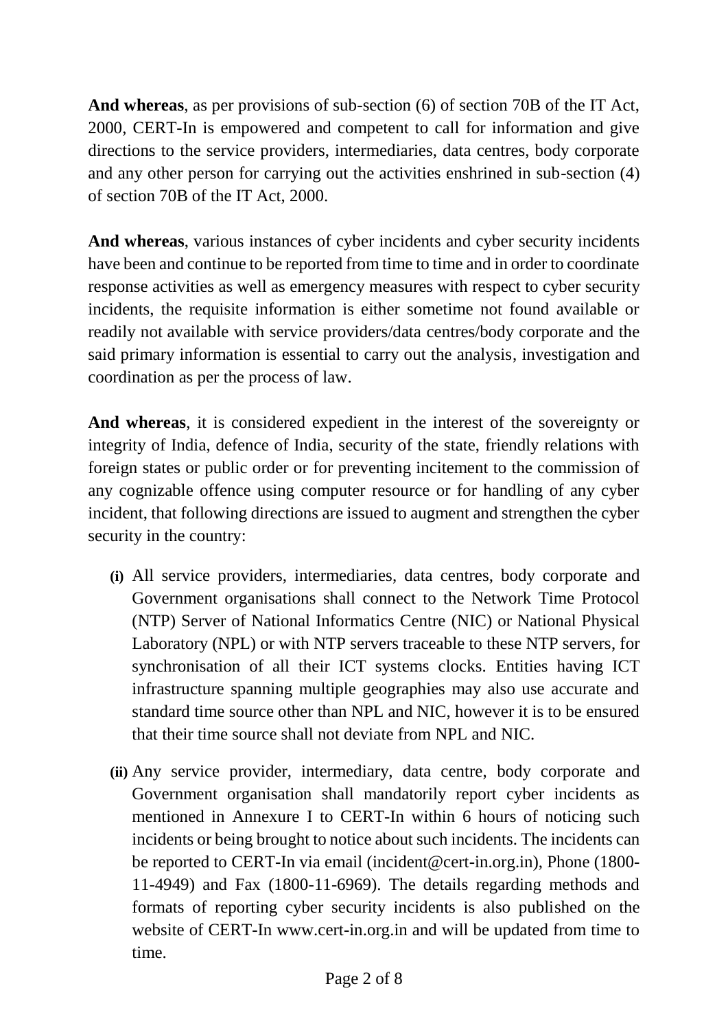**And whereas**, as per provisions of sub-section (6) of section 70B of the IT Act, 2000, CERT-In is empowered and competent to call for information and give directions to the service providers, intermediaries, data centres, body corporate and any other person for carrying out the activities enshrined in sub-section (4) of section 70B of the IT Act, 2000.

**And whereas**, various instances of cyber incidents and cyber security incidents have been and continue to be reported from time to time and in order to coordinate response activities as well as emergency measures with respect to cyber security incidents, the requisite information is either sometime not found available or readily not available with service providers/data centres/body corporate and the said primary information is essential to carry out the analysis, investigation and coordination as per the process of law.

**And whereas**, it is considered expedient in the interest of the sovereignty or integrity of India, defence of India, security of the state, friendly relations with foreign states or public order or for preventing incitement to the commission of any cognizable offence using computer resource or for handling of any cyber incident, that following directions are issued to augment and strengthen the cyber security in the country:

- **(i)** All service providers, intermediaries, data centres, body corporate and Government organisations shall connect to the Network Time Protocol (NTP) Server of National Informatics Centre (NIC) or National Physical Laboratory (NPL) or with NTP servers traceable to these NTP servers, for synchronisation of all their ICT systems clocks. Entities having ICT infrastructure spanning multiple geographies may also use accurate and standard time source other than NPL and NIC, however it is to be ensured that their time source shall not deviate from NPL and NIC.

- **(ii)** Any service provider, intermediary, data centre, body corporate and Government organisation shall mandatorily report cyber incidents as mentioned in Annexure I to CERT-In within 6 hours of noticing such incidents or being brought to notice about such incidents. The incidents can be reported to CERT-In via email (incident@cert-in.org.in), Phone (1800-11-4949) and Fax (1800-11-6969). The details regarding methods and formats of reporting cyber security incidents is also published on the website of CERT-In www.cert-in.org.in and will be updated from time to time.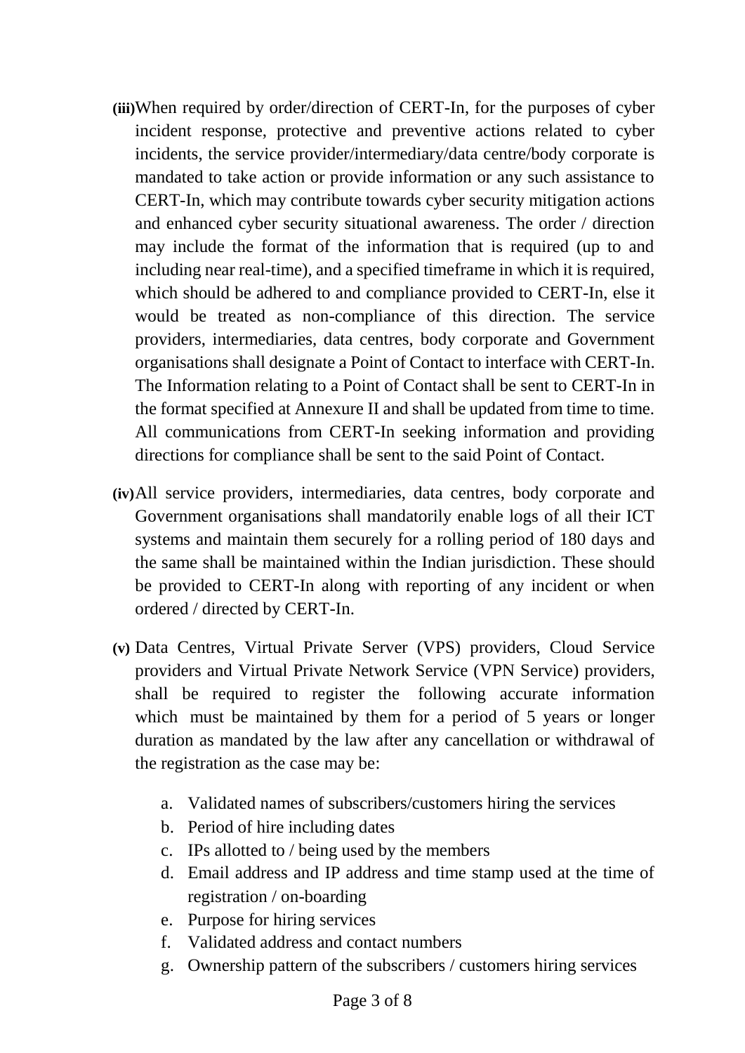**(iii)** When required by order/direction of CERT-In, for the purposes of cyber incident response, protective and preventive actions related to cyber incidents, the service provider/intermediary/data centre/body corporate is mandated to take action or provide information or any such assistance to CERT-In, which may contribute towards cyber security mitigation actions and enhanced cyber security situational awareness. The order / direction may include the format of the information that is required (up to and including near real-time), and a specified timeframe in which it is required, which should be adhered to and compliance provided to CERT-In, else it would be treated as non-compliance of this direction. The service providers, intermediaries, data centres, body corporate and Government organisations shall designate a Point of Contact to interface with CERT-In. The Information relating to a Point of Contact shall be sent to CERT-In in the format specified at Annexure II and shall be updated from time to time. All communications from CERT-In seeking information and providing directions for compliance shall be sent to the said Point of Contact.

**(iv)** All service providers, intermediaries, data centres, body corporate and Government organisations shall mandatorily enable logs of all their ICT systems and maintain them securely for a rolling period of 180 days and the same shall be maintained within the Indian jurisdiction. These should be provided to CERT-In along with reporting of any incident or when ordered / directed by CERT-In.

**(v)** Data Centres, Virtual Private Server (VPS) providers, Cloud Service providers and Virtual Private Network Service (VPN Service) providers, shall be required to register the following accurate information which must be maintained by them for a period of 5 years or longer duration as mandated by the law after any cancellation or withdrawal of the registration as the case may be:

a. Validated names of subscribers/customers hiring the services
b. Period of hire including dates
c. IPs allotted to / being used by the members
d. Email address and IP address and time stamp used at the time of registration / on-boarding
e. Purpose for hiring services
f. Validated address and contact numbers
g. Ownership pattern of the subscribers / customers hiring services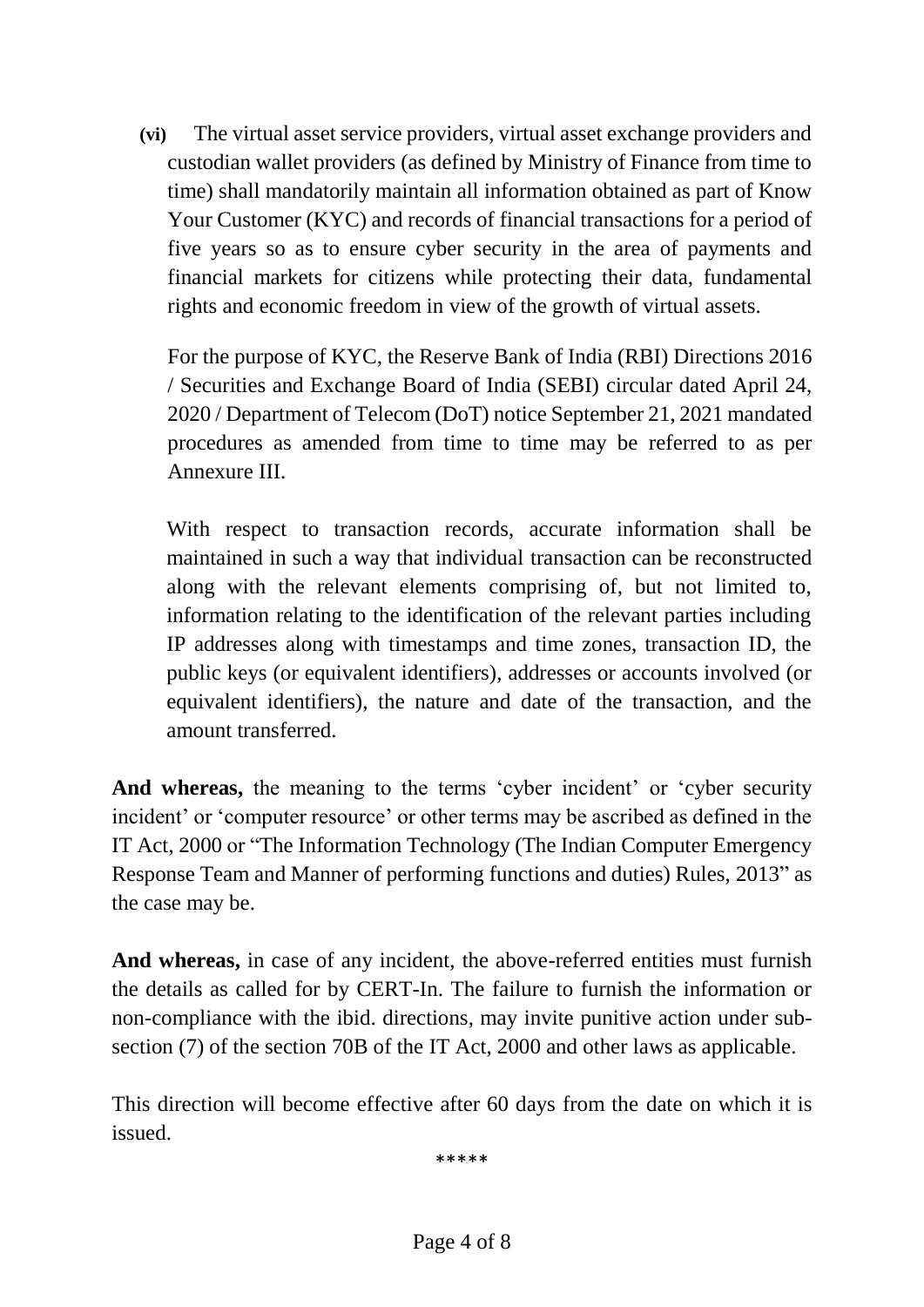**(vi)** The virtual asset service providers, virtual asset exchange providers and custodian wallet providers (as defined by Ministry of Finance from time to time) shall mandatorily maintain all information obtained as part of Know Your Customer (KYC) and records of financial transactions for a period of five years so as to ensure cyber security in the area of payments and financial markets for citizens while protecting their data, fundamental rights and economic freedom in view of the growth of virtual assets.

For the purpose of KYC, the Reserve Bank of India (RBI) Directions 2016 / Securities and Exchange Board of India (SEBI) circular dated April 24, 2020 / Department of Telecom (DoT) notice September 21, 2021 mandated procedures as amended from time to time may be referred to as per Annexure III.

With respect to transaction records, accurate information shall be maintained in such a way that individual transaction can be reconstructed along with the relevant elements comprising of, but not limited to, information relating to the identification of the relevant parties including IP addresses along with timestamps and time zones, transaction ID, the public keys (or equivalent identifiers), addresses or accounts involved (or equivalent identifiers), the nature and date of the transaction, and the amount transferred.

**And whereas,** the meaning to the terms 'cyber incident' or 'cyber security incident' or 'computer resource' or other terms may be ascribed as defined in the IT Act, 2000 or "The Information Technology (The Indian Computer Emergency Response Team and Manner of performing functions and duties) Rules, 2013" as the case may be.

**And whereas,** in case of any incident, the above-referred entities must furnish the details as called for by CERT-In. The failure to furnish the information or non-compliance with the ibid. directions, may invite punitive action under sub-section (7) of the section 70B of the IT Act, 2000 and other laws as applicable.

This direction will become effective after 60 days from the date on which it is issued.

*****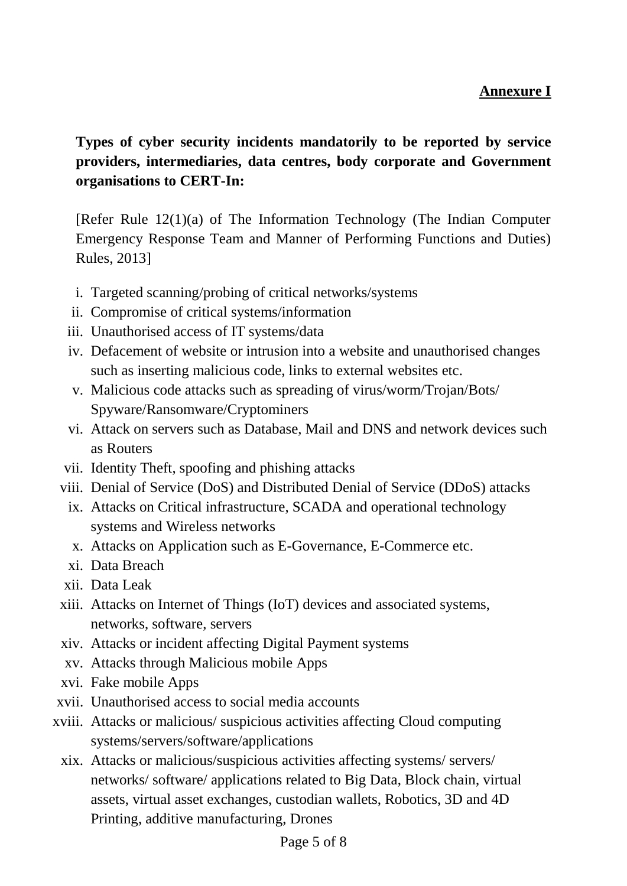**Annexure I**

**Types of cyber security incidents mandatorily to be reported by service providers, intermediaries, data centres, body corporate and Government organisations to CERT-In:**

[Refer Rule 12(1)(a) of The Information Technology (The Indian Computer Emergency Response Team and Manner of Performing Functions and Duties) Rules, 2013]

i. Targeted scanning/probing of critical networks/systems
ii. Compromise of critical systems/information
iii. Unauthorised access of IT systems/data
iv. Defacement of website or intrusion into a website and unauthorised changes such as inserting malicious code, links to external websites etc.
v. Malicious code attacks such as spreading of virus/worm/Trojan/Bots/ Spyware/Ransomware/Cryptominers
vi. Attack on servers such as Database, Mail and DNS and network devices such as Routers
vii. Identity Theft, spoofing and phishing attacks
viii. Denial of Service (DoS) and Distributed Denial of Service (DDoS) attacks
ix. Attacks on Critical infrastructure, SCADA and operational technology systems and Wireless networks
x. Attacks on Application such as E-Governance, E-Commerce etc.
xi. Data Breach
xii. Data Leak
xiii. Attacks on Internet of Things (IoT) devices and associated systems, networks, software, servers
xiv. Attacks or incident affecting Digital Payment systems
xv. Attacks through Malicious mobile Apps
xvi. Fake mobile Apps
xvii. Unauthorised access to social media accounts
xviii. Attacks or malicious/ suspicious activities affecting Cloud computing systems/servers/software/applications
xix. Attacks or malicious/suspicious activities affecting systems/ servers/ networks/ software/ applications related to Big Data, Block chain, virtual assets, virtual asset exchanges, custodian wallets, Robotics, 3D and 4D Printing, additive manufacturing, Drones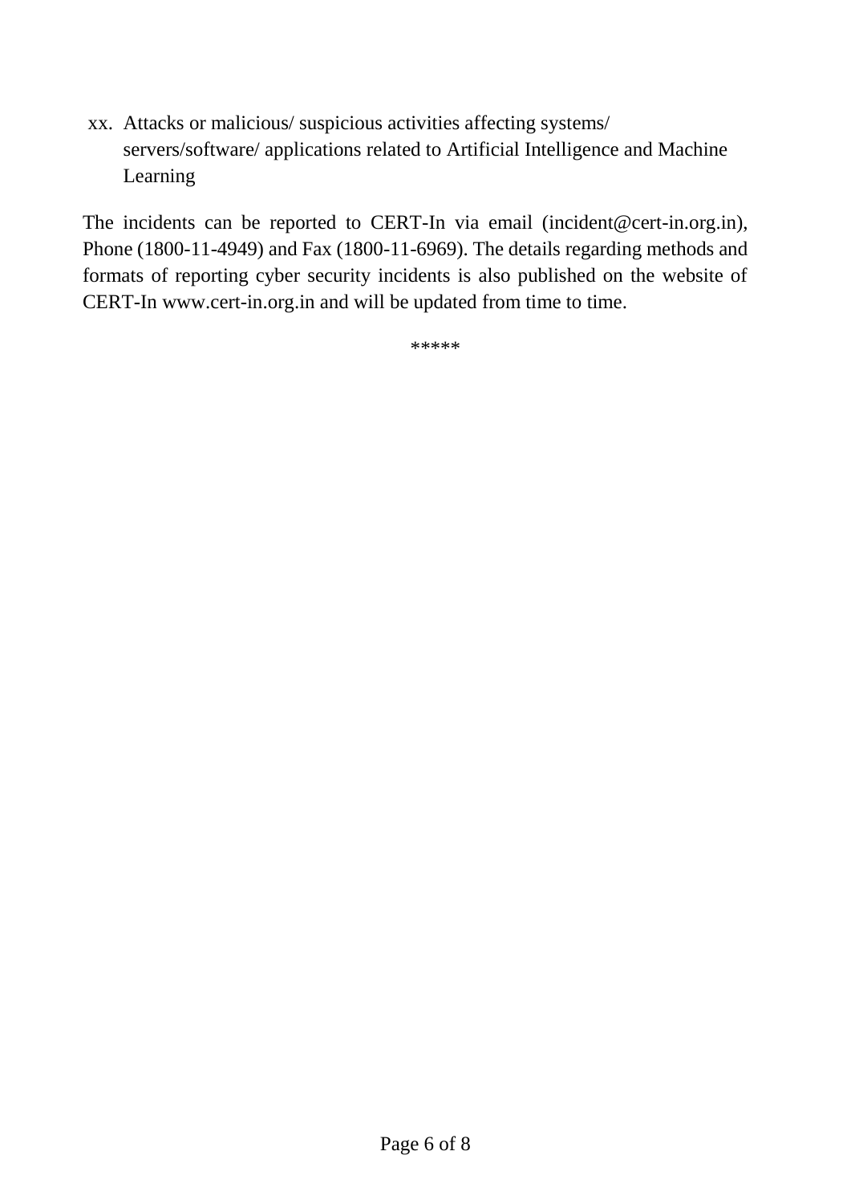xx. Attacks or malicious/ suspicious activities affecting systems/ servers/software/ applications related to Artificial Intelligence and Machine Learning

The incidents can be reported to CERT-In via email (incident@cert-in.org.in), Phone (1800-11-4949) and Fax (1800-11-6969). The details regarding methods and formats of reporting cyber security incidents is also published on the website of CERT-In www.cert-in.org.in and will be updated from time to time.

*****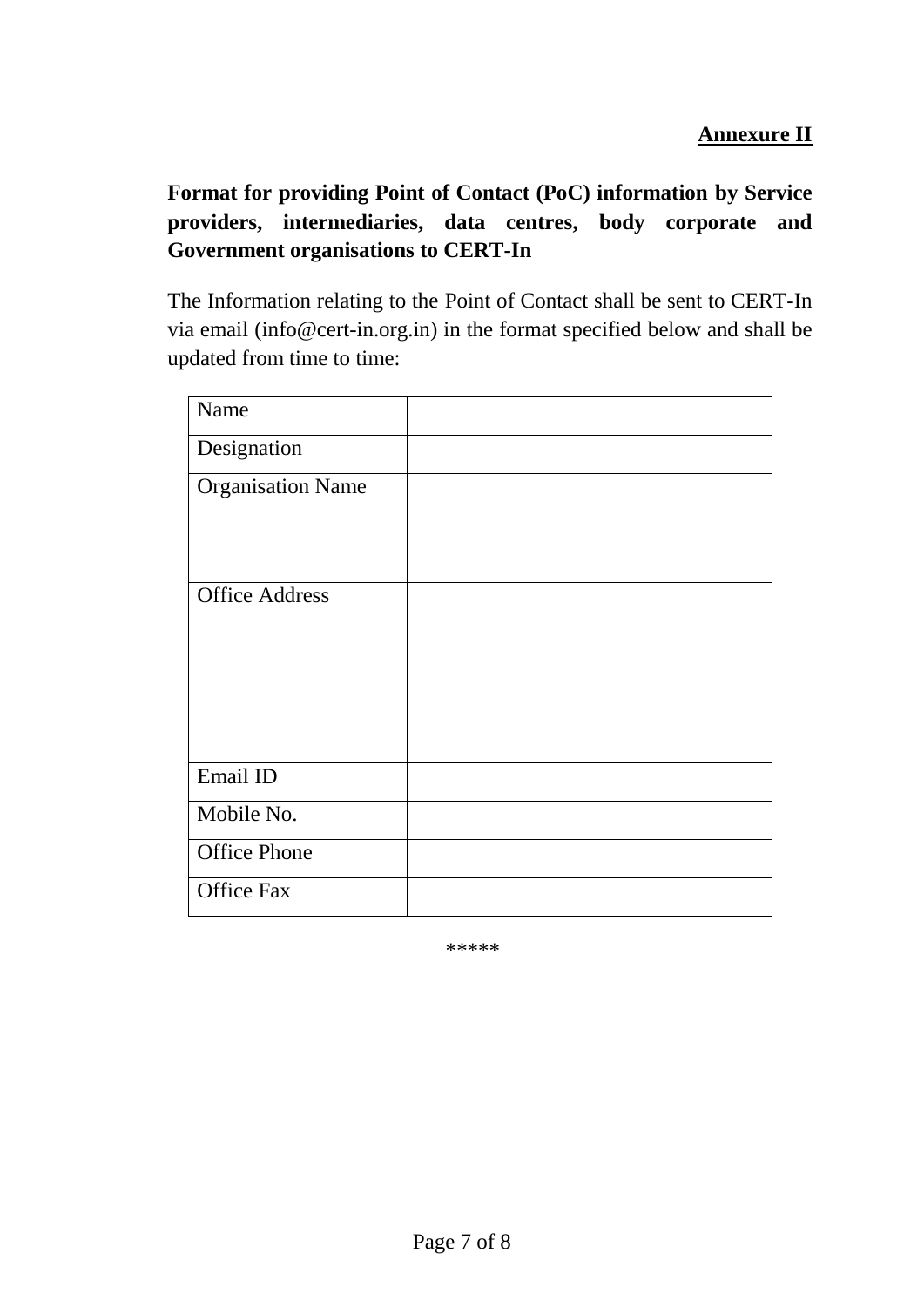**Annexure II**

**Format for providing Point of Contact (PoC) information by Service providers, intermediaries, data centres, body corporate and Government organisations to CERT-In**

The Information relating to the Point of Contact shall be sent to CERT-In via email (info@cert-in.org.in) in the format specified below and shall be updated from time to time:

| | |
|---|---|
| Name | |
| Designation | |
| Organisation Name | |
| Office Address | |
| Email ID | |
| Mobile No. | |
| Office Phone | |
| Office Fax | |

*****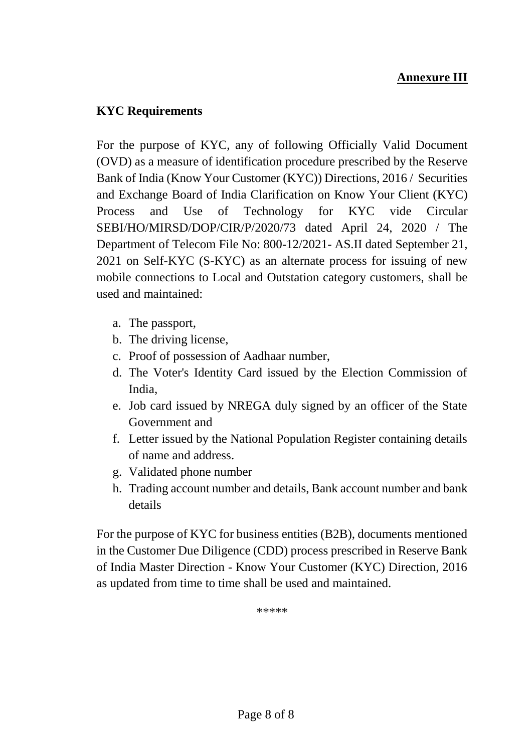**Annexure III**

**KYC Requirements**

For the purpose of KYC, any of following Officially Valid Document (OVD) as a measure of identification procedure prescribed by the Reserve Bank of India (Know Your Customer (KYC)) Directions, 2016 / Securities and Exchange Board of India Clarification on Know Your Client (KYC) Process and Use of Technology for KYC vide Circular SEBI/HO/MIRSD/DOP/CIR/P/2020/73 dated April 24, 2020 / The Department of Telecom File No: 800-12/2021- AS.II dated September 21, 2021 on Self-KYC (S-KYC) as an alternate process for issuing of new mobile connections to Local and Outstation category customers, shall be used and maintained:

a. The passport,
b. The driving license,
c. Proof of possession of Aadhaar number,
d. The Voter's Identity Card issued by the Election Commission of India,
e. Job card issued by NREGA duly signed by an officer of the State Government and
f. Letter issued by the National Population Register containing details of name and address.
g. Validated phone number
h. Trading account number and details, Bank account number and bank details

For the purpose of KYC for business entities (B2B), documents mentioned in the Customer Due Diligence (CDD) process prescribed in Reserve Bank of India Master Direction - Know Your Customer (KYC) Direction, 2016 as updated from time to time shall be used and maintained.

*****